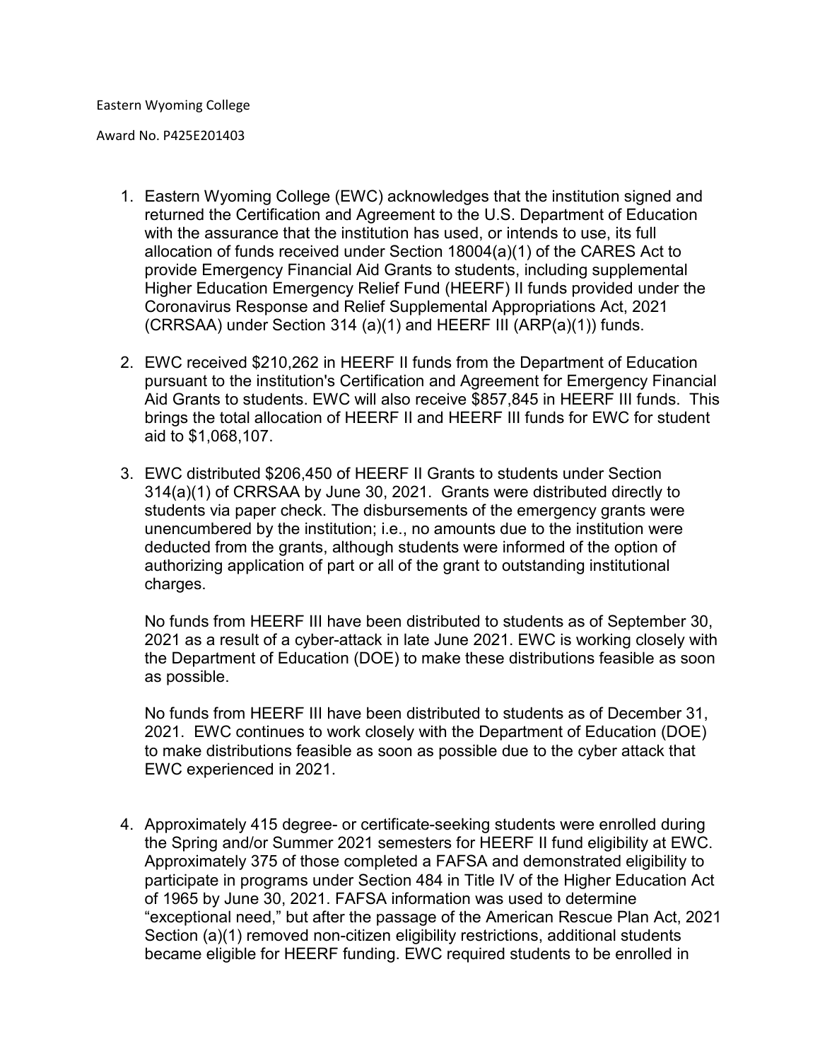Eastern Wyoming College

Award No. P425E201403

1. Eastern Wyoming College (EWC) acknowledges that the institution signed and returned the Certification and Agreement to the U.S. Department of Education with the assurance that the institution has used, or intends to use, its full allocation of funds received under Section 18004(a)(1) of the CARES Act to provide Emergency Financial Aid Grants to students, including supplemental Higher Education Emergency Relief Fund (HEERF) II funds provided under the Coronavirus Response and Relief Supplemental Appropriations Act, 2021 (CRRSAA) under Section 314 (a)(1) and HEERF III (ARP(a)(1)) funds.

2. EWC received $210,262 in HEERF II funds from the Department of Education pursuant to the institution's Certification and Agreement for Emergency Financial Aid Grants to students. EWC will also receive $857,845 in HEERF III funds. This brings the total allocation of HEERF II and HEERF III funds for EWC for student aid to $1,068,107.

3. EWC distributed $206,450 of HEERF II Grants to students under Section 314(a)(1) of CRRSAA by June 30, 2021. Grants were distributed directly to students via paper check. The disbursements of the emergency grants were unencumbered by the institution; i.e., no amounts due to the institution were deducted from the grants, although students were informed of the option of authorizing application of part or all of the grant to outstanding institutional charges.

   No funds from HEERF III have been distributed to students as of September 30, 2021 as a result of a cyber-attack in late June 2021. EWC is working closely with the Department of Education (DOE) to make these distributions feasible as soon as possible.

   No funds from HEERF III have been distributed to students as of December 31, 2021. EWC continues to work closely with the Department of Education (DOE) to make distributions feasible as soon as possible due to the cyber attack that EWC experienced in 2021.

4. Approximately 415 degree- or certificate-seeking students were enrolled during the Spring and/or Summer 2021 semesters for HEERF II fund eligibility at EWC. Approximately 375 of those completed a FAFSA and demonstrated eligibility to participate in programs under Section 484 in Title IV of the Higher Education Act of 1965 by June 30, 2021. FAFSA information was used to determine "exceptional need," but after the passage of the American Rescue Plan Act, 2021 Section (a)(1) removed non-citizen eligibility restrictions, additional students became eligible for HEERF funding. EWC required students to be enrolled in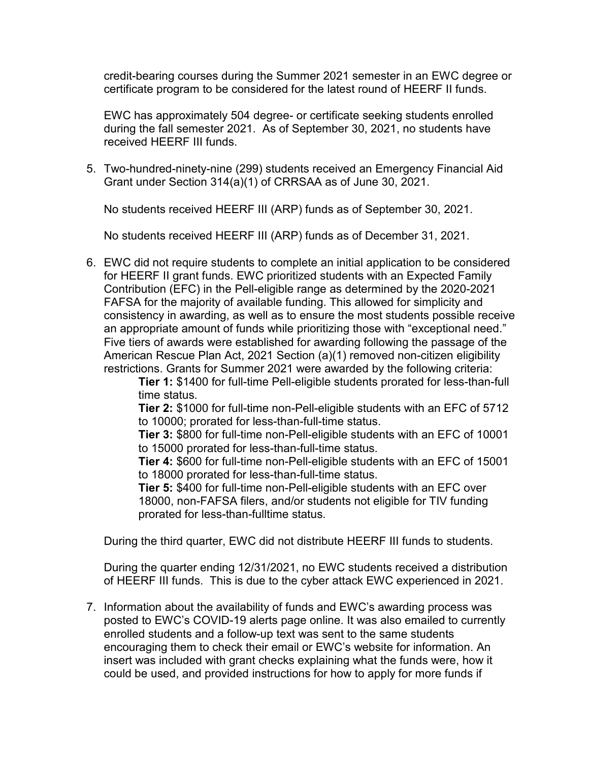credit-bearing courses during the Summer 2021 semester in an EWC degree or certificate program to be considered for the latest round of HEERF II funds.

EWC has approximately 504 degree- or certificate seeking students enrolled during the fall semester 2021. As of September 30, 2021, no students have received HEERF III funds.

5. Two-hundred-ninety-nine (299) students received an Emergency Financial Aid Grant under Section 314(a)(1) of CRRSAA as of June 30, 2021.

   No students received HEERF III (ARP) funds as of September 30, 2021.

   No students received HEERF III (ARP) funds as of December 31, 2021.

6. EWC did not require students to complete an initial application to be considered for HEERF II grant funds. EWC prioritized students with an Expected Family Contribution (EFC) in the Pell-eligible range as determined by the 2020-2021 FAFSA for the majority of available funding. This allowed for simplicity and consistency in awarding, as well as to ensure the most students possible receive an appropriate amount of funds while prioritizing those with "exceptional need." Five tiers of awards were established for awarding following the passage of the American Rescue Plan Act, 2021 Section (a)(1) removed non-citizen eligibility restrictions. Grants for Summer 2021 were awarded by the following criteria:

   **Tier 1:** $1400 for full-time Pell-eligible students prorated for less-than-full time status.

   **Tier 2:** $1000 for full-time non-Pell-eligible students with an EFC of 5712 to 10000; prorated for less-than-full-time status.

   **Tier 3:** $800 for full-time non-Pell-eligible students with an EFC of 10001 to 15000 prorated for less-than-full-time status.

   **Tier 4:** $600 for full-time non-Pell-eligible students with an EFC of 15001 to 18000 prorated for less-than-full-time status.

   **Tier 5:** $400 for full-time non-Pell-eligible students with an EFC over 18000, non-FAFSA filers, and/or students not eligible for TIV funding prorated for less-than-fulltime status.

   During the third quarter, EWC did not distribute HEERF III funds to students.

   During the quarter ending 12/31/2021, no EWC students received a distribution of HEERF III funds. This is due to the cyber attack EWC experienced in 2021.

7. Information about the availability of funds and EWC's awarding process was posted to EWC's COVID-19 alerts page online. It was also emailed to currently enrolled students and a follow-up text was sent to the same students encouraging them to check their email or EWC's website for information. An insert was included with grant checks explaining what the funds were, how it could be used, and provided instructions for how to apply for more funds if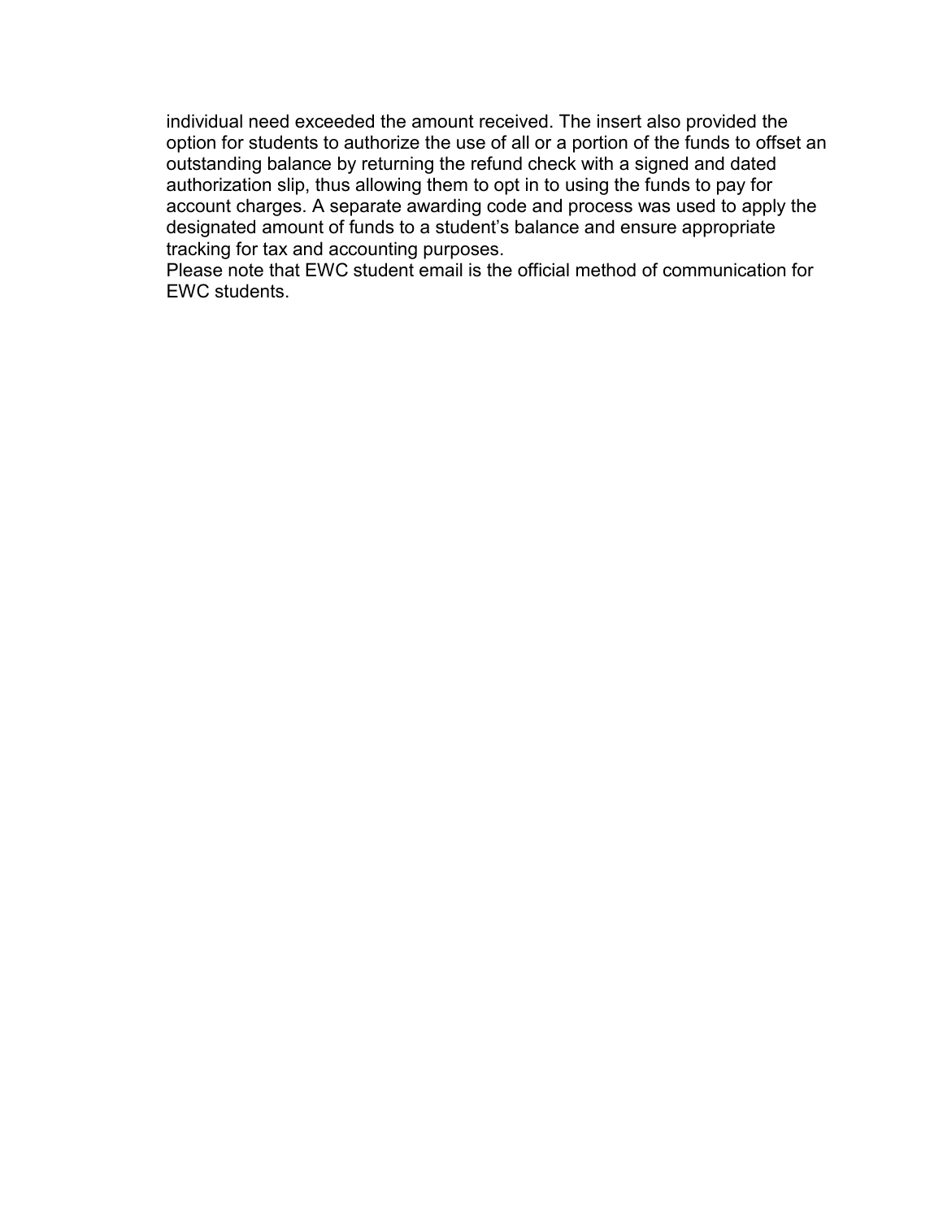individual need exceeded the amount received. The insert also provided the option for students to authorize the use of all or a portion of the funds to offset an outstanding balance by returning the refund check with a signed and dated authorization slip, thus allowing them to opt in to using the funds to pay for account charges. A separate awarding code and process was used to apply the designated amount of funds to a student's balance and ensure appropriate tracking for tax and accounting purposes.

Please note that EWC student email is the official method of communication for EWC students.